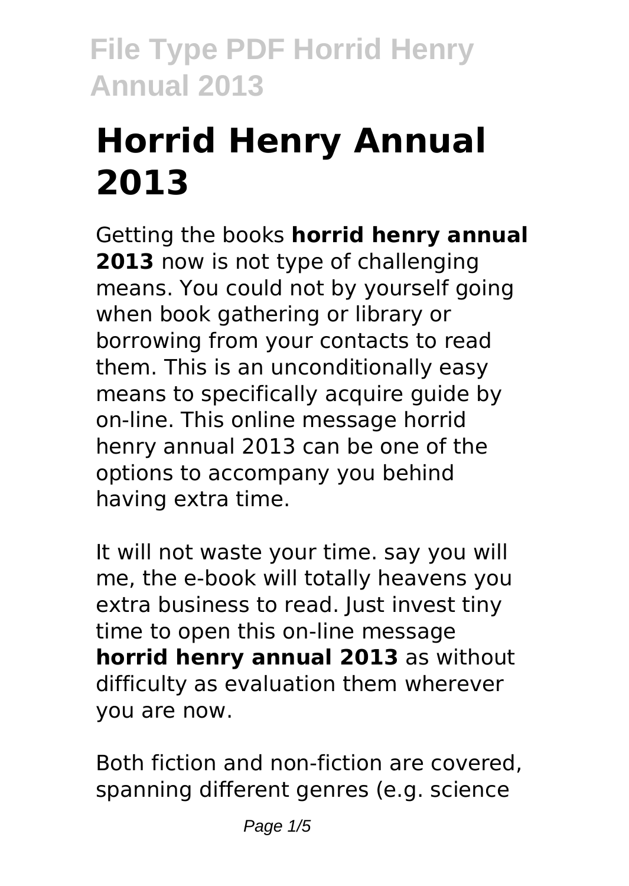# Horrid Henry Annual 2013

Getting the books **horrid henry annual 2013** now is not type of challenging means. You could not by yourself going when book gathering or library or borrowing from your contacts to read them. This is an unconditionally easy means to specifically acquire guide by on-line. This online message horrid henry annual 2013 can be one of the options to accompany you behind having extra time.

It will not waste your time. say you will me, the e-book will totally heavens you extra business to read. Just invest tiny time to open this on-line message **horrid henry annual 2013** as without difficulty as evaluation them wherever you are now.

Both fiction and non-fiction are covered, spanning different genres (e.g. science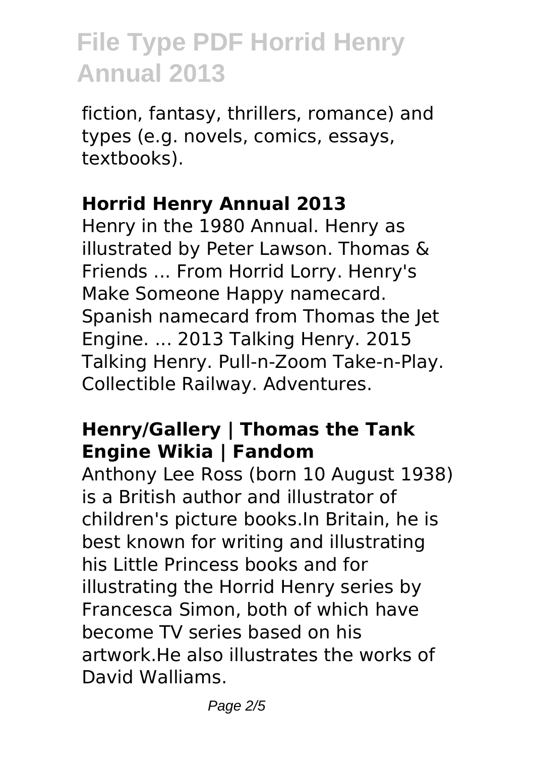fiction, fantasy, thrillers, romance) and types (e.g. novels, comics, essays, textbooks).

## Horrid Henry Annual 2013

Henry in the 1980 Annual. Henry as illustrated by Peter Lawson. Thomas & Friends ... From Horrid Lorry. Henry's Make Someone Happy namecard. Spanish namecard from Thomas the Jet Engine. ... 2013 Talking Henry. 2015 Talking Henry. Pull-n-Zoom Take-n-Play. Collectible Railway. Adventures.

## Henry/Gallery | Thomas the Tank Engine Wikia | Fandom

Anthony Lee Ross (born 10 August 1938) is a British author and illustrator of children's picture books.In Britain, he is best known for writing and illustrating his Little Princess books and for illustrating the Horrid Henry series by Francesca Simon, both of which have become TV series based on his artwork.He also illustrates the works of David Walliams.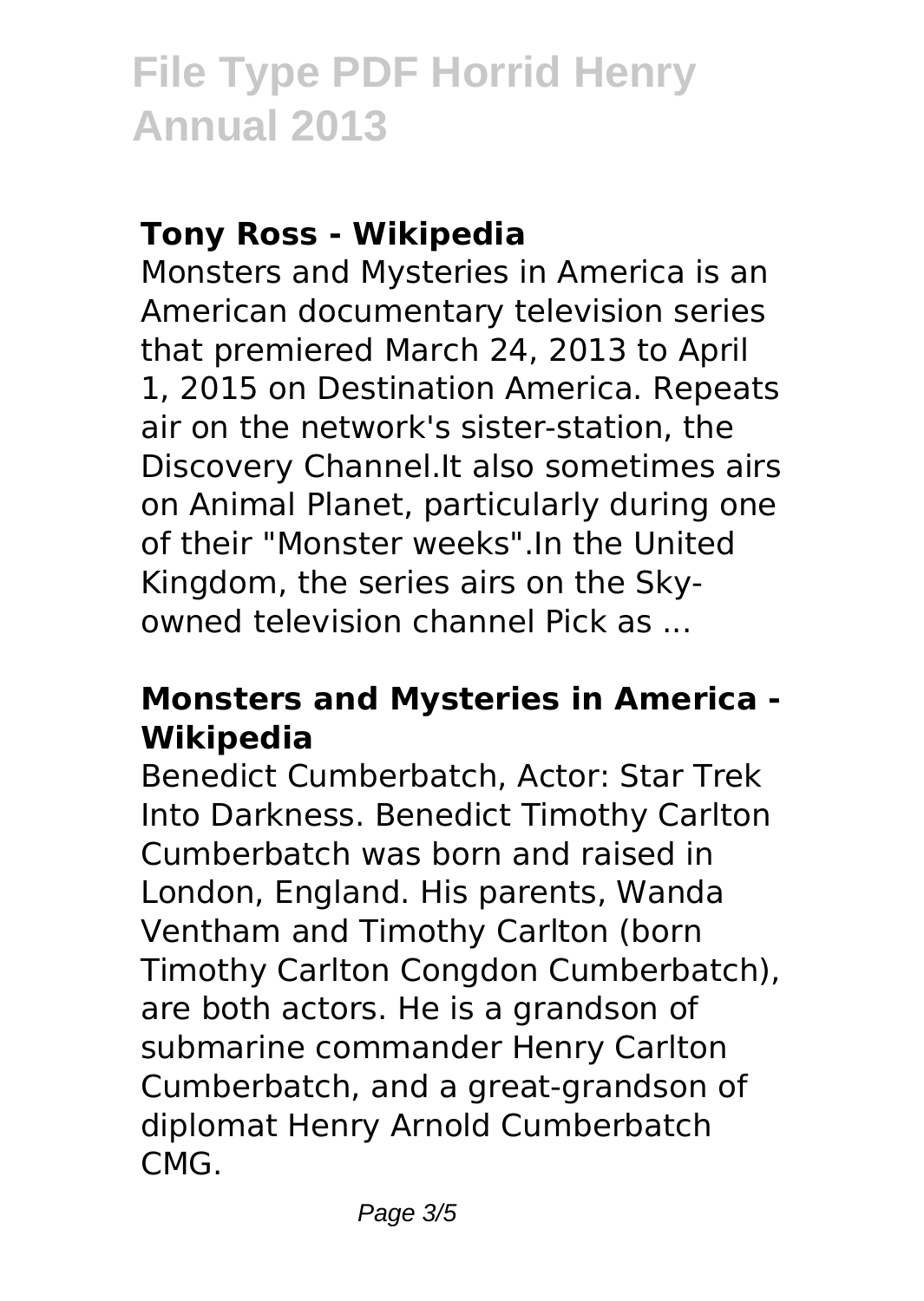### **Tony Ross - Wikipedia**

Monsters and Mysteries in America is an American documentary television series that premiered March 24, 2013 to April 1, 2015 on Destination America. Repeats air on the network's sister-station, the Discovery Channel.It also sometimes airs on Animal Planet, particularly during one of their "Monster weeks".In the United Kingdom, the series airs on the Sky-owned television channel Pick as ...

### **Monsters and Mysteries in America - Wikipedia**

Benedict Cumberbatch, Actor: Star Trek Into Darkness. Benedict Timothy Carlton Cumberbatch was born and raised in London, England. His parents, Wanda Ventham and Timothy Carlton (born Timothy Carlton Congdon Cumberbatch), are both actors. He is a grandson of submarine commander Henry Carlton Cumberbatch, and a great-grandson of diplomat Henry Arnold Cumberbatch CMG.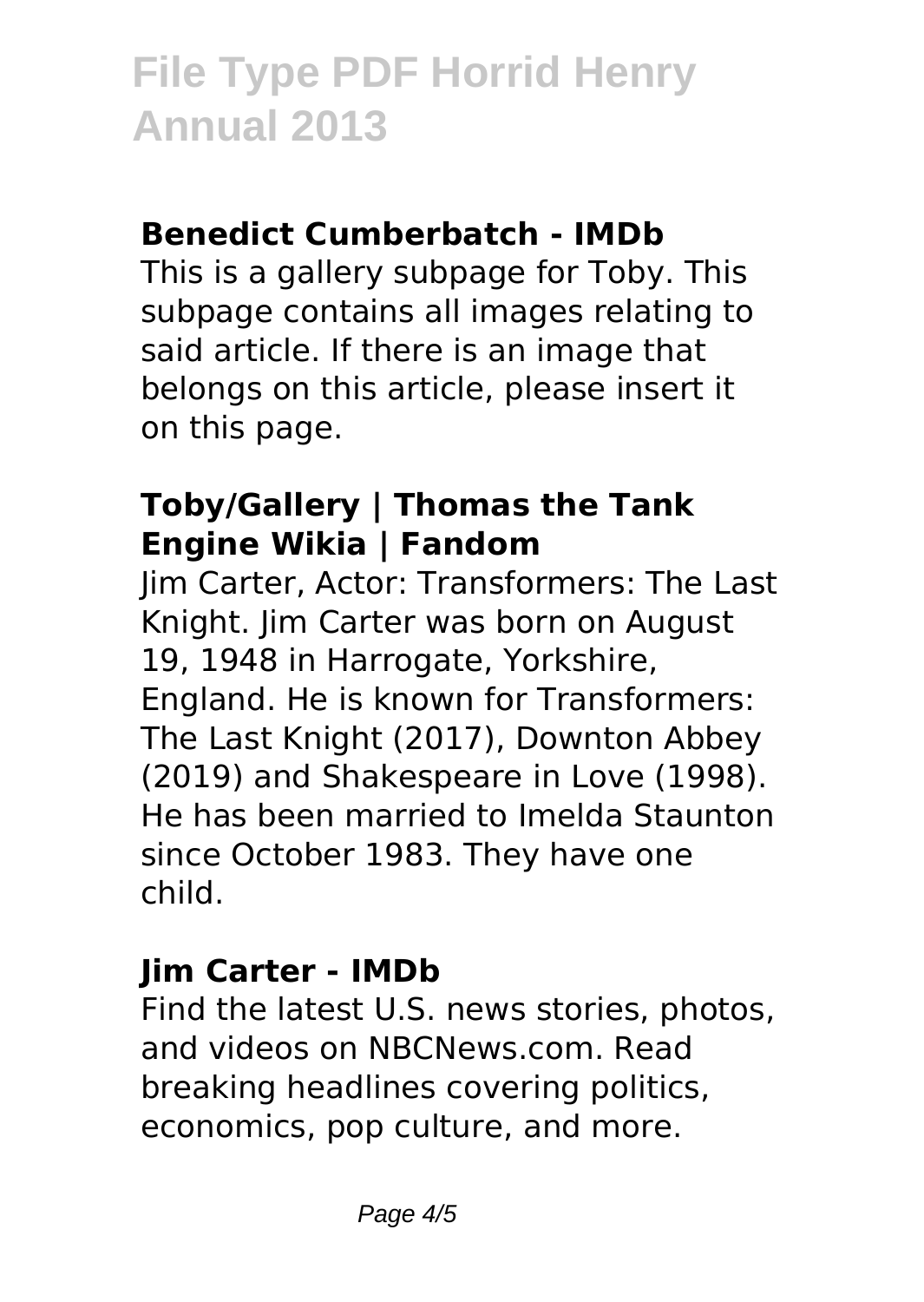### Benedict Cumberbatch - IMDb

This is a gallery subpage for Toby. This subpage contains all images relating to said article. If there is an image that belongs on this article, please insert it on this page.

### Toby/Gallery | Thomas the Tank Engine Wikia | Fandom

Jim Carter, Actor: Transformers: The Last Knight. Jim Carter was born on August 19, 1948 in Harrogate, Yorkshire, England. He is known for Transformers: The Last Knight (2017), Downton Abbey (2019) and Shakespeare in Love (1998). He has been married to Imelda Staunton since October 1983. They have one child.

### Jim Carter - IMDb

Find the latest U.S. news stories, photos, and videos on NBCNews.com. Read breaking headlines covering politics, economics, pop culture, and more.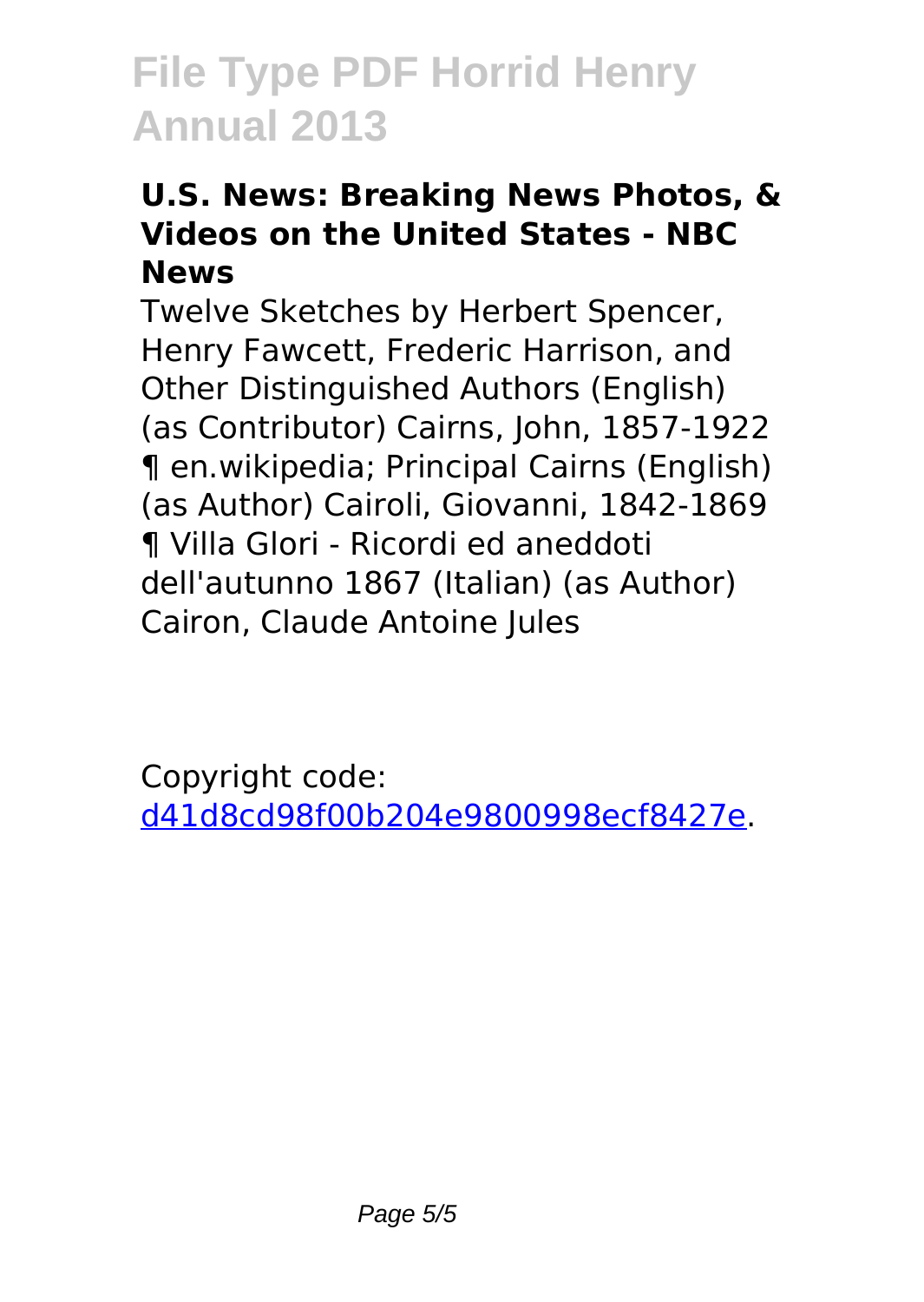## U.S. News: Breaking News Photos, & Videos on the United States - NBC News

Twelve Sketches by Herbert Spencer, Henry Fawcett, Frederic Harrison, and Other Distinguished Authors (English) (as Contributor) Cairns, John, 1857-1922 ¶ en.wikipedia; Principal Cairns (English) (as Author) Cairoli, Giovanni, 1842-1869 ¶ Villa Glori - Ricordi ed aneddoti dell'autunno 1867 (Italian) (as Author) Cairon, Claude Antoine Jules

Copyright code: d41d8cd98f00b204e9800998ecf8427e.